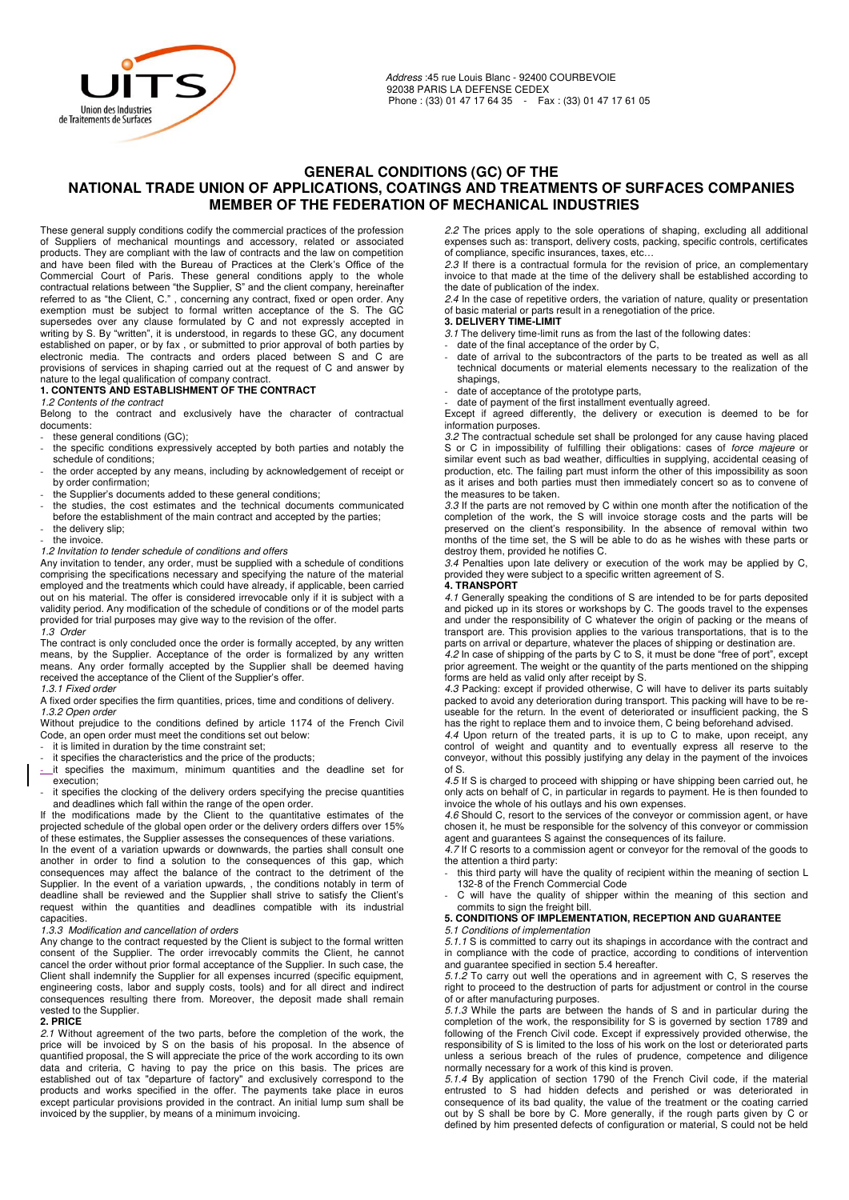Address :45 rue Louis Blanc - 92400 COURBEVOIE
92038 PARIS LA DEFENSE CEDEX
Phone : (33) 01 47 17 64 35 - Fax : (33) 01 47 17 61 05

# GENERAL CONDITIONS (GC) OF THE NATIONAL TRADE UNION OF APPLICATIONS, COATINGS AND TREATMENTS OF SURFACES COMPANIES MEMBER OF THE FEDERATION OF MECHANICAL INDUSTRIES

These general supply conditions codify the commercial practices of the profession of Suppliers of mechanical mountings and accessory, related or associated products. They are compliant with the law of contracts and the law on competition and have been filed with the Bureau of Practices at the Clerk's Office of the Commercial Court of Paris. These general conditions apply to the whole contractual relations between "the Supplier, S" and the client company, hereinafter referred to as "the Client, C." , concerning any contract, fixed or open order. Any exemption must be subject to formal written acceptance of the S. The GC supersedes over any clause formulated by C and not expressly accepted in writing by S. By "written", it is understood, in regards to these GC, any document established on paper, or by fax , or submitted to prior approval of both parties by electronic media. The contracts and orders placed between S and C are provisions of services in shaping carried out at the request of C and answer by nature to the legal qualification of company contract.

**1. CONTENTS AND ESTABLISHMENT OF THE CONTRACT**

*1.2 Contents of the contract*

Belong to the contract and exclusively have the character of contractual documents:

- these general conditions (GC);
- the specific conditions expressively accepted by both parties and notably the schedule of conditions;
- the order accepted by any means, including by acknowledgement of receipt or by order confirmation;
- the Supplier's documents added to these general conditions;
- the studies, the cost estimates and the technical documents communicated before the establishment of the main contract and accepted by the parties;
- the delivery slip;
- the invoice.

*1.2 Invitation to tender schedule of conditions and offers*

Any invitation to tender, any order, must be supplied with a schedule of conditions comprising the specifications necessary and specifying the nature of the material employed and the treatments which could have already, if applicable, been carried out on his material. The offer is considered irrevocable only if it is subject with a validity period. Any modification of the schedule of conditions or of the model parts provided for trial purposes may give way to the revision of the offer.

*1.3 Order*

The contract is only concluded once the order is formally accepted, by any written means, by the Supplier. Acceptance of the order is formalized by any written means. Any order formally accepted by the Supplier shall be deemed having received the acceptance of the Client of the Supplier's offer.

*1.3.1 Fixed order*

A fixed order specifies the firm quantities, prices, time and conditions of delivery.

*1.3.2 Open order*

Without prejudice to the conditions defined by article 1174 of the French Civil Code, an open order must meet the conditions set out below:

- it is limited in duration by the time constraint set;
- it specifies the characteristics and the price of the products;
- it specifies the maximum, minimum quantities and the deadline set for execution;
- it specifies the clocking of the delivery orders specifying the precise quantities and deadlines which fall within the range of the open order.

If the modifications made by the Client to the quantitative estimates of the projected schedule of the global open order or the delivery orders differs over 15% of these estimates, the Supplier assesses the consequences of these variations.

In the event of a variation upwards or downwards, the parties shall consult one another in order to find a solution to the consequences of this gap, which consequences may affect the balance of the contract to the detriment of the Supplier. In the event of a variation upwards, , the conditions notably in term of deadline shall be reviewed and the Supplier shall strive to satisfy the Client's request within the quantities and deadlines compatible with its industrial capacities.

*1.3.3 Modification and cancellation of orders*

Any change to the contract requested by the Client is subject to the formal written consent of the Supplier. The order irrevocably commits the Client, he cannot cancel the order without prior formal acceptance of the Supplier. In such case, the Client shall indemnify the Supplier for all expenses incurred (specific equipment, engineering costs, labor and supply costs, tools) and for all direct and indirect consequences resulting there from. Moreover, the deposit made shall remain vested to the Supplier.

**2. PRICE**

*2.1* Without agreement of the two parts, before the completion of the work, the price will be invoiced by S on the basis of his proposal. In the absence of quantified proposal, the S will appreciate the price of the work according to its own data and criteria, C having to pay the price on this basis. The prices are established out of tax "departure of factory" and exclusively correspond to the products and works specified in the offer. The payments take place in euros except particular provisions provided in the contract. An initial lump sum shall be invoiced by the supplier, by means of a minimum invoicing.

*2.2* The prices apply to the sole operations of shaping, excluding all additional expenses such as: transport, delivery costs, packing, specific controls, certificates of compliance, specific insurances, taxes, etc…

*2.3* If there is a contractual formula for the revision of price, a complementary invoice to that made at the time of the delivery shall be established according to the date of publication of the index.

*2.4* In the case of repetitive orders, the variation of nature, quality or presentation of basic material or parts result in a renegotiation of the price.

**3. DELIVERY TIME-LIMIT**

*3.1* The delivery time-limit runs as from the last of the following dates:

- date of the final acceptance of the order by C,
- date of arrival to the subcontractors of the parts to be treated as well as all technical documents or material elements necessary to the realization of the shapings,
- date of acceptance of the prototype parts,
- date of payment of the first installment eventually agreed.

Except if agreed differently, the delivery or execution is deemed to be for information purposes.

*3.2* The contractual schedule set shall be prolonged for any cause having placed S or C in impossibility of fulfilling their obligations: cases of *force majeure* or similar event such as bad weather, difficulties in supplying, accidental ceasing of production, etc. The failing part must inform the other of this impossibility as soon as it arises and both parties must then immediately concert so as to convene of the measures to be taken.

*3.3* If the parts are not removed by C within one month after the notification of the completion of the work, the S will invoice storage costs and the parts will be preserved on the client's responsibility. In the absence of removal within two months of the time set, the S will be able to do as he wishes with these parts or destroy them, provided he notifies C.

*3.4* Penalties upon late delivery or execution of the work may be applied by C, provided they were subject to a specific written agreement of S.

**4. TRANSPORT**

*4.1* Generally speaking the conditions of S are intended to be for parts deposited and picked up in its stores or workshops by C. The goods travel to the expenses and under the responsibility of C whatever the origin of packing or the means of transport are. This provision applies to the various transportations, that is to the parts on arrival or departure, whatever the places of shipping or destination are.

*4.2* In case of shipping of the parts by C to S, it must be done "free of port", except prior agreement. The weight or the quantity of the parts mentioned on the shipping forms are held as valid only after receipt by S.

*4.3* Packing: except if provided otherwise, C will have to deliver its parts suitably packed to avoid any deterioration during transport. This packing will have to be re-useable for the return. In the event of deteriorated or insufficient packing, the S has the right to replace them and to invoice them, C being beforehand advised.

*4.4* Upon return of the treated parts, it is up to C to make, upon receipt, any control of weight and quantity and to eventually express all reserve to the conveyor, without this possibly justifying any delay in the payment of the invoices of S.

*4.5* If S is charged to proceed with shipping or have shipping been carried out, he only acts on behalf of C, in particular in regards to payment. He is then founded to invoice the whole of his outlays and his own expenses.

*4.6* Should C, resort to the services of the conveyor or commission agent, or have chosen it, he must be responsible for the solvency of this conveyor or commission agent and guarantees S against the consequences of its failure.

*4.7* If C resorts to a commission agent or conveyor for the removal of the goods to the attention a third party:

- this third party will have the quality of recipient within the meaning of section L 132-8 of the French Commercial Code
- C will have the quality of shipper within the meaning of this section and commits to sign the freight bill.

**5. CONDITIONS OF IMPLEMENTATION, RECEPTION AND GUARANTEE**

*5.1 Conditions of implementation*

*5.1.1* S is committed to carry out its shapings in accordance with the contract and in compliance with the code of practice, according to conditions of intervention and guarantee specified in section 5.4 hereafter.

*5.1.2* To carry out well the operations and in agreement with C, S reserves the right to proceed to the destruction of parts for adjustment or control in the course of or after manufacturing purposes.

*5.1.3* While the parts are between the hands of S and in particular during the completion of the work, the responsibility for S is governed by section 1789 and following of the French Civil code. Except if expressively provided otherwise, the responsibility of S is limited to the loss of his work on the lost or deteriorated parts unless a serious breach of the rules of prudence, competence and diligence normally necessary for a work of this kind is proven.

*5.1.4* By application of section 1790 of the French Civil code, if the material entrusted to S had hidden defects and perished or was deteriorated in consequence of its bad quality, the value of the treatment or the coating carried out by S shall be bore by C. More generally, if the rough parts given by C or defined by him presented defects of configuration or material, S could not be held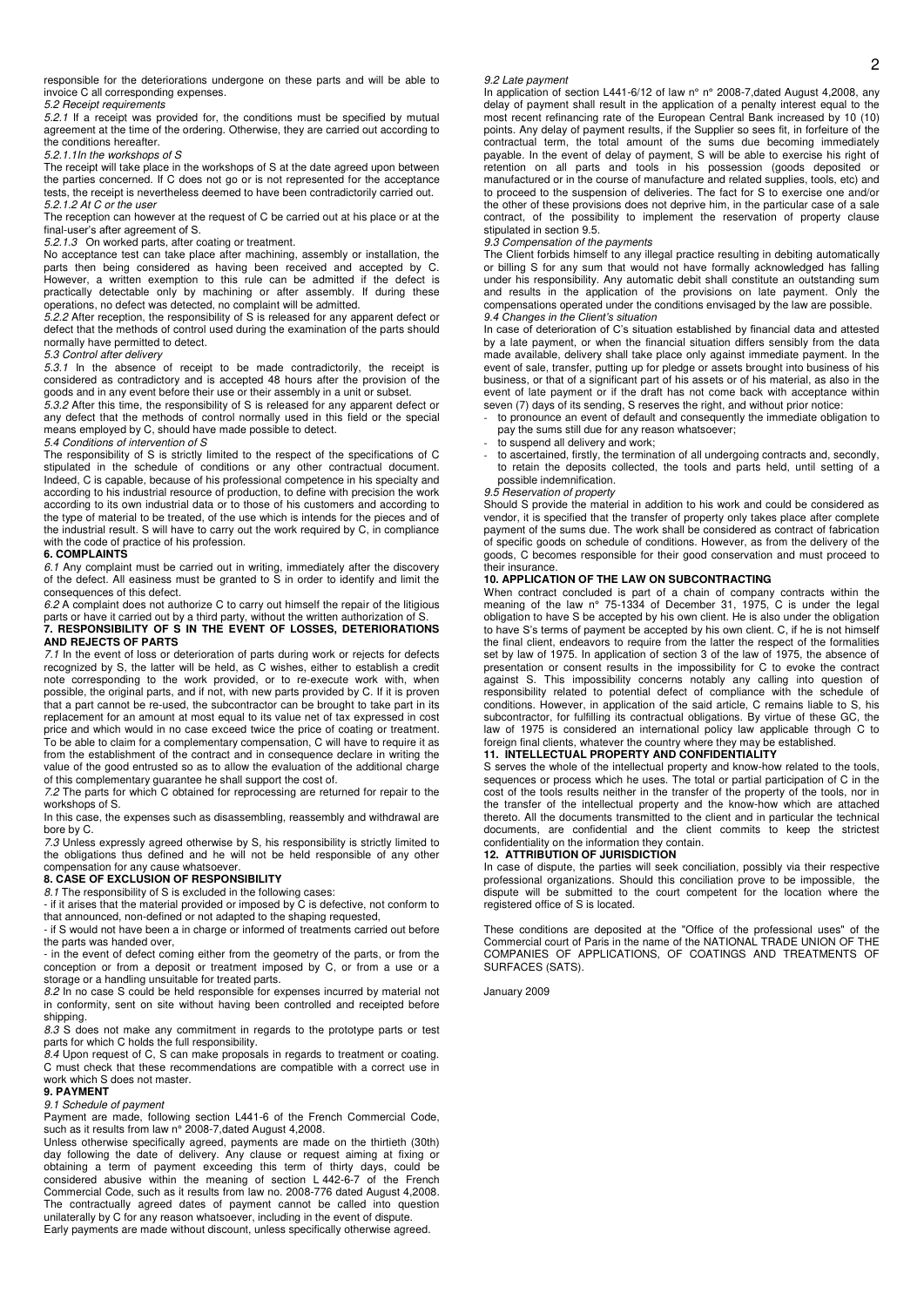responsible for the deteriorations undergone on these parts and will be able to invoice C all corresponding expenses.

*5.2 Receipt requirements*

*5.2.1* If a receipt was provided for, the conditions must be specified by mutual agreement at the time of the ordering. Otherwise, they are carried out according to the conditions hereafter.

*5.2.1.1In the workshops of S*

The receipt will take place in the workshops of S at the date agreed upon between the parties concerned. If C does not go or is not represented for the acceptance tests, the receipt is nevertheless deemed to have been contradictorily carried out.

*5.2.1.2 At C or the user*

The reception can however at the request of C be carried out at his place or at the final-user's after agreement of S.

*5.2.1.3* On worked parts, after coating or treatment.

No acceptance test can take place after machining, assembly or installation, the parts then being considered as having been received and accepted by C. However, a written exemption to this rule can be admitted if the defect is practically detectable only by machining or after assembly. If during these operations, no defect was detected, no complaint will be admitted.

*5.2.2* After reception, the responsibility of S is released for any apparent defect or defect that the methods of control used during the examination of the parts should normally have permitted to detect.

*5.3 Control after delivery*

*5.3.1* In the absence of receipt to be made contradictorily, the receipt is considered as contradictory and is accepted 48 hours after the provision of the goods and in any event before their use or their assembly in a unit or subset.

*5.3.2* After this time, the responsibility of S is released for any apparent defect or any defect that the methods of control normally used in this field or the special means employed by C, should have made possible to detect.

*5.4 Conditions of intervention of S*

The responsibility of S is strictly limited to the respect of the specifications of C stipulated in the schedule of conditions or any other contractual document. Indeed, C is capable, because of his professional competence in his specialty and according to his industrial resource of production, to define with precision the work according to its own industrial data or to those of his customers and according to the type of material to be treated, of the use which is intends for the pieces and of the industrial result. S will have to carry out the work required by C, in compliance with the code of practice of his profession.

**6. COMPLAINTS**

*6.1* Any complaint must be carried out in writing, immediately after the discovery of the defect. All easiness must be granted to S in order to identify and limit the consequences of this defect.

*6.2* A complaint does not authorize C to carry out himself the repair of the litigious parts or have it carried out by a third party, without the written authorization of S.

**7. RESPONSIBILITY OF S IN THE EVENT OF LOSSES, DETERIORATIONS AND REJECTS OF PARTS**

*7.1* In the event of loss or deterioration of parts during work or rejects for defects recognized by S, the latter will be held, as C wishes, either to establish a credit note corresponding to the work provided, or to re-execute work with, when possible, the original parts, and if not, with new parts provided by C. If it is proven that a part cannot be re-used, the subcontractor can be brought to take part in its replacement for an amount at most equal to its value net of tax expressed in cost price and which would in no case exceed twice the price of coating or treatment. To be able to claim for a complementary compensation, C will have to require it as from the establishment of the contract and in consequence declare in writing the value of the good entrusted so as to allow the evaluation of the additional charge of this complementary guarantee he shall support the cost of.

*7.2* The parts for which C obtained for reprocessing are returned for repair to the workshops of S.

In this case, the expenses such as disassembling, reassembly and withdrawal are bore by C.

*7.3* Unless expressly agreed otherwise by S, his responsibility is strictly limited to the obligations thus defined and he will not be held responsible of any other compensation for any cause whatsoever.

**8. CASE OF EXCLUSION OF RESPONSIBILITY**

*8.1* The responsibility of S is excluded in the following cases:

- if it arises that the material provided or imposed by C is defective, not conform to that announced, non-defined or not adapted to the shaping requested,
- if S would not have been a in charge or informed of treatments carried out before the parts was handed over,
- in the event of defect coming either from the geometry of the parts, or from the conception or from a deposit or treatment imposed by C, or from a use or a storage or a handling unsuitable for treated parts.

*8.2* In no case S could be held responsible for expenses incurred by material not in conformity, sent on site without having been controlled and receipted before shipping.

*8.3* S does not make any commitment in regards to the prototype parts or test parts for which C holds the full responsibility.

*8.4* Upon request of C, S can make proposals in regards to treatment or coating. C must check that these recommendations are compatible with a correct use in work which S does not master.

**9. PAYMENT**

*9.1 Schedule of payment*

Payment are made, following section L441-6 of the French Commercial Code, such as it results from law n° 2008-7,dated August 4,2008.

Unless otherwise specifically agreed, payments are made on the thirtieth (30th) day following the date of delivery. Any clause or request aiming at fixing or obtaining a term of payment exceeding this term of thirty days, could be considered abusive within the meaning of section L 442-6-7 of the French Commercial Code, such as it results from law no. 2008-776 dated August 4,2008. The contractually agreed dates of payment cannot be called into question unilaterally by C for any reason whatsoever, including in the event of dispute.

Early payments are made without discount, unless specifically otherwise agreed.

*9.2 Late payment*

In application of section L441-6/12 of law n° n° 2008-7,dated August 4,2008, any delay of payment shall result in the application of a penalty interest equal to the most recent refinancing rate of the European Central Bank increased by 10 (10) points. Any delay of payment results, if the Supplier so sees fit, in forfeiture of the contractual term, the total amount of the sums due becoming immediately payable. In the event of delay of payment, S will be able to exercise his right of retention on all parts and tools in his possession (goods deposited or manufactured or in the course of manufacture and related supplies, tools, etc) and to proceed to the suspension of deliveries. The fact for S to exercise one and/or the other of these provisions does not deprive him, in the particular case of a sale contract, of the possibility to implement the reservation of property clause stipulated in section 9.5.

*9.3 Compensation of the payments*

The Client forbids himself to any illegal practice resulting in debiting automatically or billing S for any sum that would not have formally acknowledged has falling under his responsibility. Any automatic debit shall constitute an outstanding sum and results in the application of the provisions on late payment. Only the compensations operated under the conditions envisaged by the law are possible.

*9.4 Changes in the Client's situation*

In case of deterioration of C's situation established by financial data and attested by a late payment, or when the financial situation differs sensibly from the data made available, delivery shall take place only against immediate payment. In the event of sale, transfer, putting up for pledge or assets brought into business of his business, or that of a significant part of his assets or of his material, as also in the event of late payment or if the draft has not come back with acceptance within seven (7) days of its sending, S reserves the right, and without prior notice:

- to pronounce an event of default and consequently the immediate obligation to pay the sums still due for any reason whatsoever;
- to suspend all delivery and work;
- to ascertained, firstly, the termination of all undergoing contracts and, secondly, to retain the deposits collected, the tools and parts held, until setting of a possible indemnification.

*9.5 Reservation of property*

Should S provide the material in addition to his work and could be considered as vendor, it is specified that the transfer of property only takes place after complete payment of the sums due. The work shall be considered as contract of fabrication of specific goods on schedule of conditions. However, as from the delivery of the goods, C becomes responsible for their good conservation and must proceed to their insurance.

**10. APPLICATION OF THE LAW ON SUBCONTRACTING**

When contract concluded is part of a chain of company contracts within the meaning of the law n° 75-1334 of December 31, 1975, C is under the legal obligation to have S be accepted by his own client. He is also under the obligation to have S's terms of payment be accepted by his own client. C, if he is not himself the final client, endeavors to require from the latter the respect of the formalities set by law of 1975. In application of section 3 of the law of 1975, the absence of presentation or consent results in the impossibility for C to evoke the contract against S. This impossibility concerns notably any calling into question of responsibility related to potential defect of compliance with the schedule of conditions. However, in application of the said article, C remains liable to S, his subcontractor, for fulfilling its contractual obligations. By virtue of these GC, the law of 1975 is considered an international policy law applicable through C to foreign final clients, whatever the country where they may be established.

**11. INTELLECTUAL PROPERTY AND CONFIDENTIALITY**

S serves the whole of the intellectual property and know-how related to the tools, sequences or process which he uses. The total or partial participation of C in the cost of the tools results neither in the transfer of the property of the tools, nor in the transfer of the intellectual property and the know-how which are attached thereto. All the documents transmitted to the client and in particular the technical documents, are confidential and the client commits to keep the strictest confidentiality on the information they contain.

**12. ATTRIBUTION OF JURISDICTION**

In case of dispute, the parties will seek conciliation, possibly via their respective professional organizations. Should this conciliation prove to be impossible, the dispute will be submitted to the court competent for the location where the registered office of S is located.

These conditions are deposited at the "Office of the professional uses" of the Commercial court of Paris in the name of the NATIONAL TRADE UNION OF THE COMPANIES OF APPLICATIONS, OF COATINGS AND TREATMENTS OF SURFACES (SATS).

January 2009